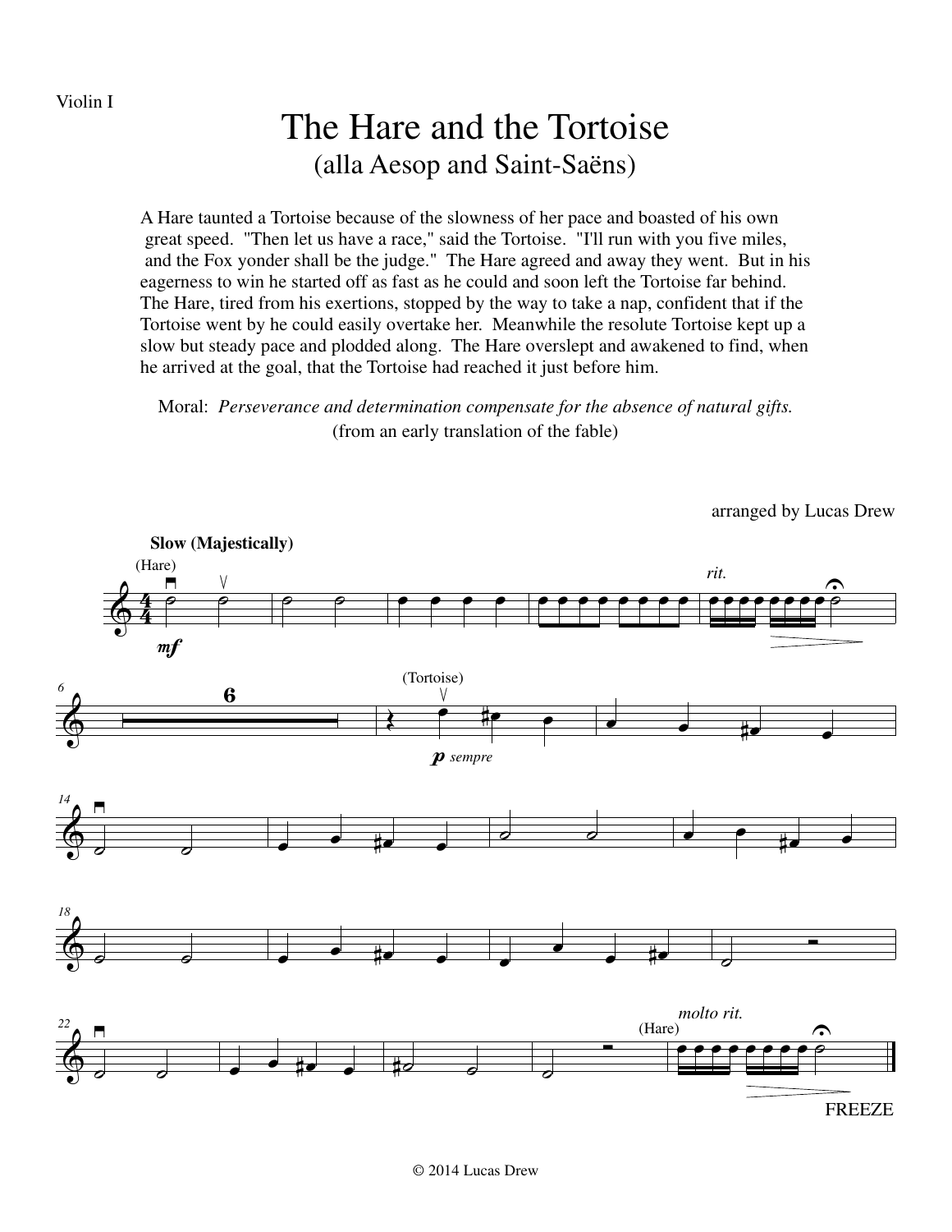Violin I

# The Hare and the Tortoise

## (alla Aesop and Saint-Saëns)

A Hare taunted a Tortoise because of the slowness of her pace and boasted of his own great speed. "Then let us have a race," said the Tortoise. "I'll run with you five miles, and the Fox yonder shall be the judge." The Hare agreed and away they went. But in his eagerness to win he started off as fast as he could and soon left the Tortoise far behind. The Hare, tired from his exertions, stopped by the way to take a nap, confident that if the Tortoise went by he could easily overtake her. Meanwhile the resolute Tortoise kept up a slow but steady pace and plodded along. The Hare overslept and awakened to find, when he arrived at the goal, that the Tortoise had reached it just before him.

Moral: *Perseverance and determination compensate for the absence of natural gifts.*
(from an early translation of the fable)

arranged by Lucas Drew

**Slow (Majestically)**

(Hare) *mf* — *rit.*

(Tortoise) *p sempre*

(Hare) *molto rit.*

FREEZE

© 2014 Lucas Drew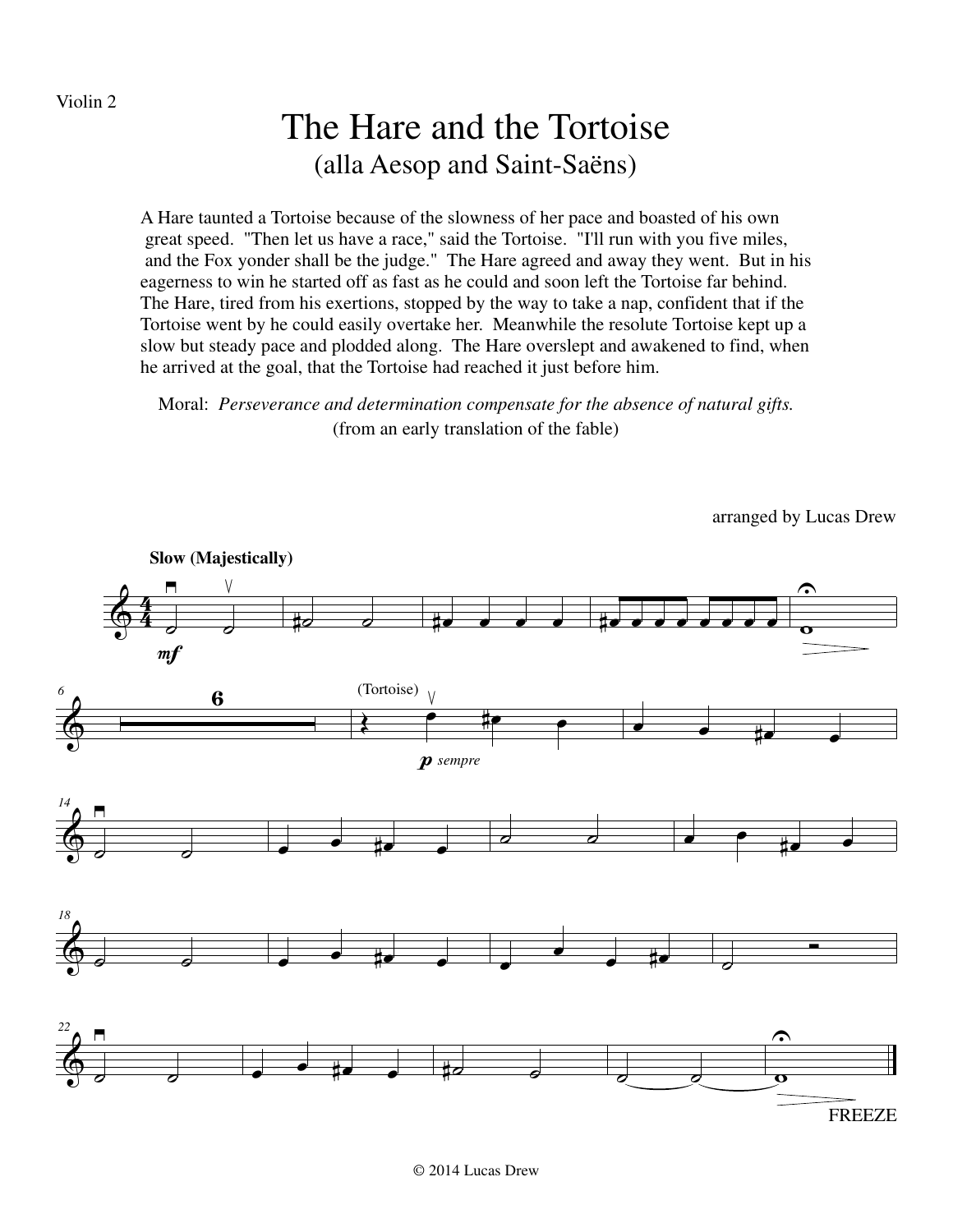Violin 2

# The Hare and the Tortoise

## (alla Aesop and Saint-Saëns)

A Hare taunted a Tortoise because of the slowness of her pace and boasted of his own great speed. "Then let us have a race," said the Tortoise. "I'll run with you five miles, and the Fox yonder shall be the judge." The Hare agreed and away they went. But in his eagerness to win he started off as fast as he could and soon left the Tortoise far behind. The Hare, tired from his exertions, stopped by the way to take a nap, confident that if the Tortoise went by he could easily overtake her. Meanwhile the resolute Tortoise kept up a slow but steady pace and plodded along. The Hare overslept and awakened to find, when he arrived at the goal, that the Tortoise had reached it just before him.

Moral: *Perseverance and determination compensate for the absence of natural gifts.*
(from an early translation of the fable)

arranged by Lucas Drew

**Slow (Majestically)**

*mf*

6

(Tortoise)

*p sempre*

FREEZE

© 2014 Lucas Drew